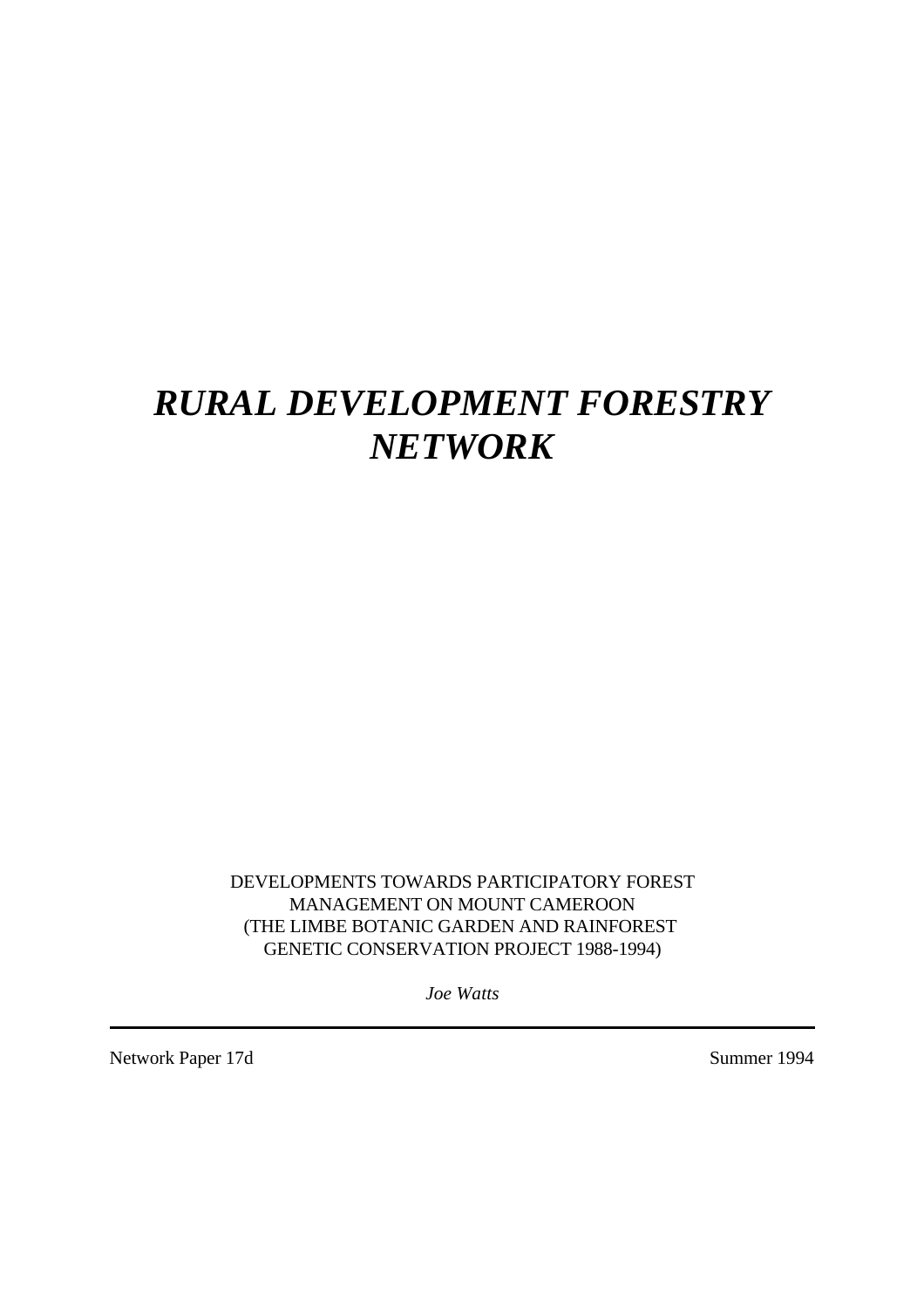# *RURAL DEVELOPMENT FORESTRY NETWORK*

DEVELOPMENTS TOWARDS PARTICIPATORY FOREST MANAGEMENT ON MOUNT CAMEROON (THE LIMBE BOTANIC GARDEN AND RAINFOREST GENETIC CONSERVATION PROJECT 1988-1994)

*Joe Watts*

---

Network Paper 17d

Summer 1994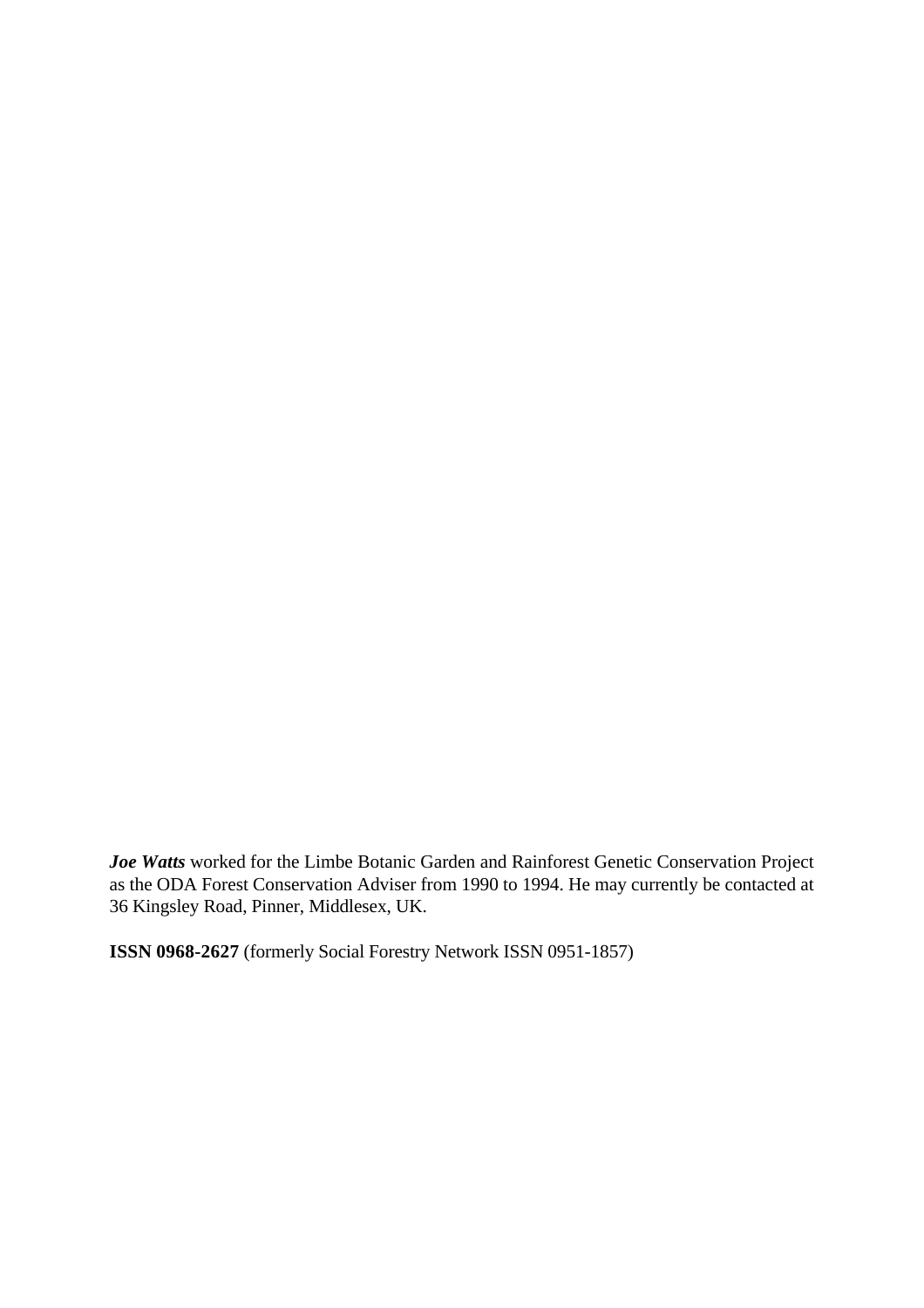***Joe Watts*** worked for the Limbe Botanic Garden and Rainforest Genetic Conservation Project as the ODA Forest Conservation Adviser from 1990 to 1994. He may currently be contacted at 36 Kingsley Road, Pinner, Middlesex, UK.

**ISSN 0968-2627** (formerly Social Forestry Network ISSN 0951-1857)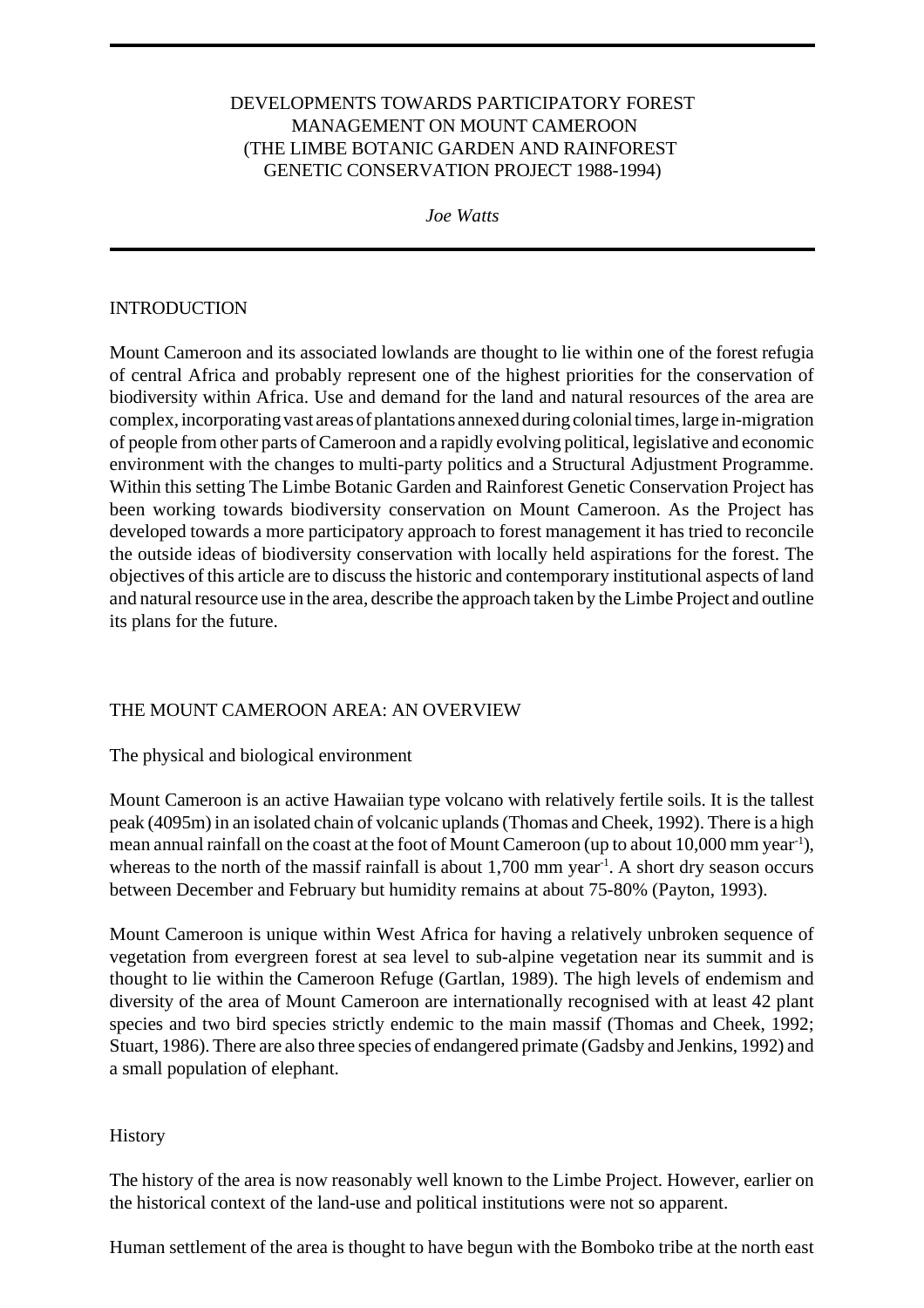# DEVELOPMENTS TOWARDS PARTICIPATORY FOREST MANAGEMENT ON MOUNT CAMEROON (THE LIMBE BOTANIC GARDEN AND RAINFOREST GENETIC CONSERVATION PROJECT 1988-1994)

*Joe Watts*

## INTRODUCTION

Mount Cameroon and its associated lowlands are thought to lie within one of the forest refugia of central Africa and probably represent one of the highest priorities for the conservation of biodiversity within Africa. Use and demand for the land and natural resources of the area are complex, incorporating vast areas of plantations annexed during colonial times, large in-migration of people from other parts of Cameroon and a rapidly evolving political, legislative and economic environment with the changes to multi-party politics and a Structural Adjustment Programme. Within this setting The Limbe Botanic Garden and Rainforest Genetic Conservation Project has been working towards biodiversity conservation on Mount Cameroon. As the Project has developed towards a more participatory approach to forest management it has tried to reconcile the outside ideas of biodiversity conservation with locally held aspirations for the forest. The objectives of this article are to discuss the historic and contemporary institutional aspects of land and natural resource use in the area, describe the approach taken by the Limbe Project and outline its plans for the future.

## THE MOUNT CAMEROON AREA: AN OVERVIEW

### The physical and biological environment

Mount Cameroon is an active Hawaiian type volcano with relatively fertile soils. It is the tallest peak (4095m) in an isolated chain of volcanic uplands (Thomas and Cheek, 1992). There is a high mean annual rainfall on the coast at the foot of Mount Cameroon (up to about 10,000 mm year$^{-1}$), whereas to the north of the massif rainfall is about 1,700 mm year$^{-1}$. A short dry season occurs between December and February but humidity remains at about 75-80% (Payton, 1993).

Mount Cameroon is unique within West Africa for having a relatively unbroken sequence of vegetation from evergreen forest at sea level to sub-alpine vegetation near its summit and is thought to lie within the Cameroon Refuge (Gartlan, 1989). The high levels of endemism and diversity of the area of Mount Cameroon are internationally recognised with at least 42 plant species and two bird species strictly endemic to the main massif (Thomas and Cheek, 1992; Stuart, 1986). There are also three species of endangered primate (Gadsby and Jenkins, 1992) and a small population of elephant.

### History

The history of the area is now reasonably well known to the Limbe Project. However, earlier on the historical context of the land-use and political institutions were not so apparent.

Human settlement of the area is thought to have begun with the Bomboko tribe at the north east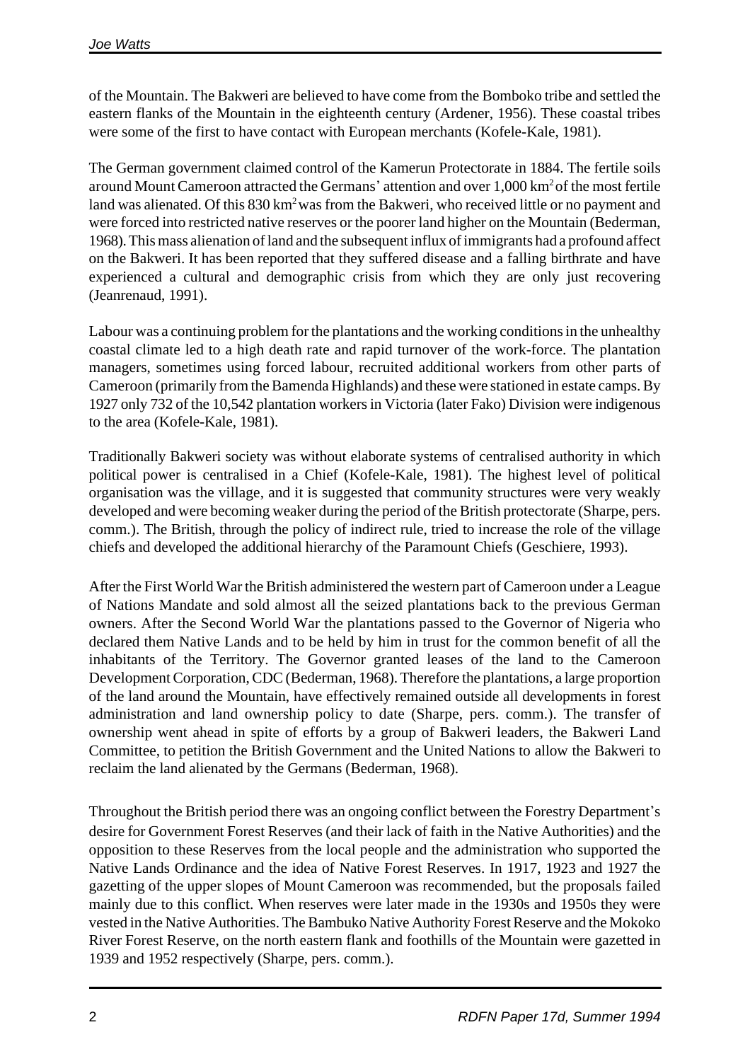of the Mountain. The Bakweri are believed to have come from the Bomboko tribe and settled the eastern flanks of the Mountain in the eighteenth century (Ardener, 1956). These coastal tribes were some of the first to have contact with European merchants (Kofele-Kale, 1981).

The German government claimed control of the Kamerun Protectorate in 1884. The fertile soils around Mount Cameroon attracted the Germans' attention and over 1,000 $km^2$ of the most fertile land was alienated. Of this 830 $km^2$ was from the Bakweri, who received little or no payment and were forced into restricted native reserves or the poorer land higher on the Mountain (Bederman, 1968). This mass alienation of land and the subsequent influx of immigrants had a profound affect on the Bakweri. It has been reported that they suffered disease and a falling birthrate and have experienced a cultural and demographic crisis from which they are only just recovering (Jeanrenaud, 1991).

Labour was a continuing problem for the plantations and the working conditions in the unhealthy coastal climate led to a high death rate and rapid turnover of the work-force. The plantation managers, sometimes using forced labour, recruited additional workers from other parts of Cameroon (primarily from the Bamenda Highlands) and these were stationed in estate camps. By 1927 only 732 of the 10,542 plantation workers in Victoria (later Fako) Division were indigenous to the area (Kofele-Kale, 1981).

Traditionally Bakweri society was without elaborate systems of centralised authority in which political power is centralised in a Chief (Kofele-Kale, 1981). The highest level of political organisation was the village, and it is suggested that community structures were very weakly developed and were becoming weaker during the period of the British protectorate (Sharpe, pers. comm.). The British, through the policy of indirect rule, tried to increase the role of the village chiefs and developed the additional hierarchy of the Paramount Chiefs (Geschiere, 1993).

After the First World War the British administered the western part of Cameroon under a League of Nations Mandate and sold almost all the seized plantations back to the previous German owners. After the Second World War the plantations passed to the Governor of Nigeria who declared them Native Lands and to be held by him in trust for the common benefit of all the inhabitants of the Territory. The Governor granted leases of the land to the Cameroon Development Corporation, CDC (Bederman, 1968). Therefore the plantations, a large proportion of the land around the Mountain, have effectively remained outside all developments in forest administration and land ownership policy to date (Sharpe, pers. comm.). The transfer of ownership went ahead in spite of efforts by a group of Bakweri leaders, the Bakweri Land Committee, to petition the British Government and the United Nations to allow the Bakweri to reclaim the land alienated by the Germans (Bederman, 1968).

Throughout the British period there was an ongoing conflict between the Forestry Department's desire for Government Forest Reserves (and their lack of faith in the Native Authorities) and the opposition to these Reserves from the local people and the administration who supported the Native Lands Ordinance and the idea of Native Forest Reserves. In 1917, 1923 and 1927 the gazetting of the upper slopes of Mount Cameroon was recommended, but the proposals failed mainly due to this conflict. When reserves were later made in the 1930s and 1950s they were vested in the Native Authorities. The Bambuko Native Authority Forest Reserve and the Mokoko River Forest Reserve, on the north eastern flank and foothills of the Mountain were gazetted in 1939 and 1952 respectively (Sharpe, pers. comm.).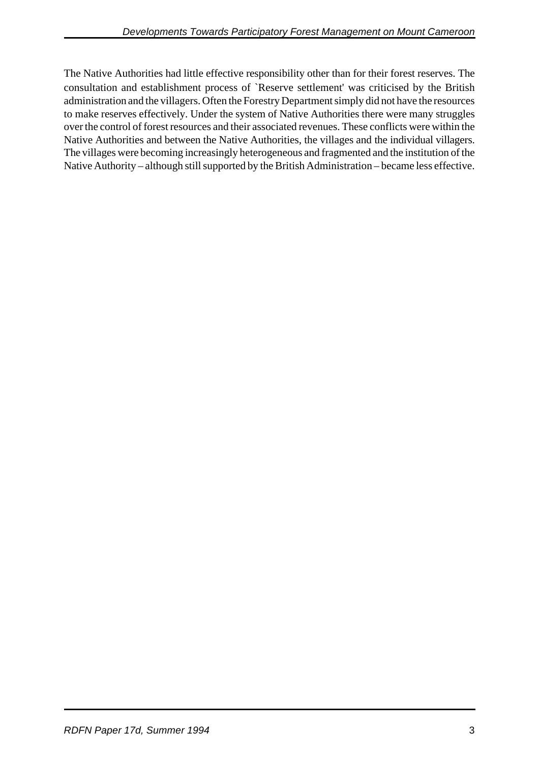The Native Authorities had little effective responsibility other than for their forest reserves. The consultation and establishment process of `Reserve settlement' was criticised by the British administration and the villagers. Often the Forestry Department simply did not have the resources to make reserves effectively. Under the system of Native Authorities there were many struggles over the control of forest resources and their associated revenues. These conflicts were within the Native Authorities and between the Native Authorities, the villages and the individual villagers. The villages were becoming increasingly heterogeneous and fragmented and the institution of the Native Authority – although still supported by the British Administration – became less effective.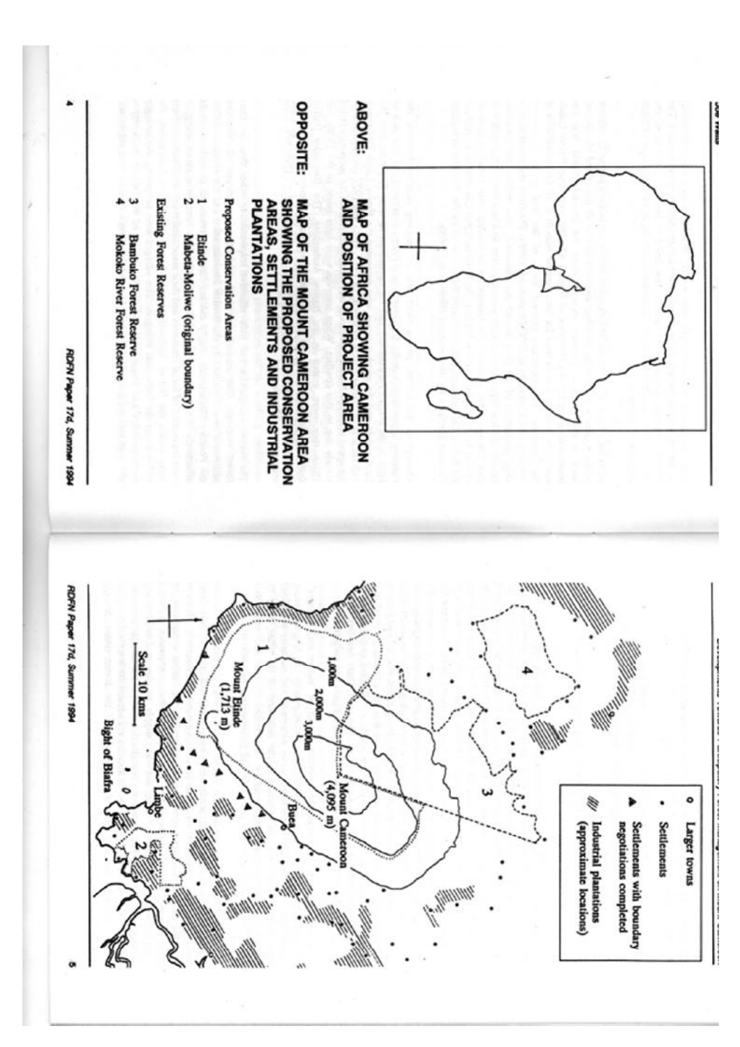**ABOVE: MAP OF AFRICA SHOWING CAMEROON AND POSITION OF PROJECT AREA**

**OPPOSITE: MAP OF THE MOUNT CAMEROON AREA SHOWING THE PROPOSED CONSERVATION AREAS, SETTLEMENTS AND INDUSTRIAL PLANTATIONS**

Proposed Conservation Areas

1. Etinde
2. Mabeta-Moliwe (original boundary)

Existing Forest Reserves

3. Bambuko Forest Reserve
4. Mokoko River Forest Reserve

- o Larger towns
- • Settlements
- ▲ Settlements with boundary negotiations completed
- //// Industrial plantations (approximate locations)

Mount Cameroon (4,095 m)

Mount Etinde (1,713 m)

1,000m

2,000m

3,000m

Buea

Limbe

Bight of Biafra

Scale 10 kms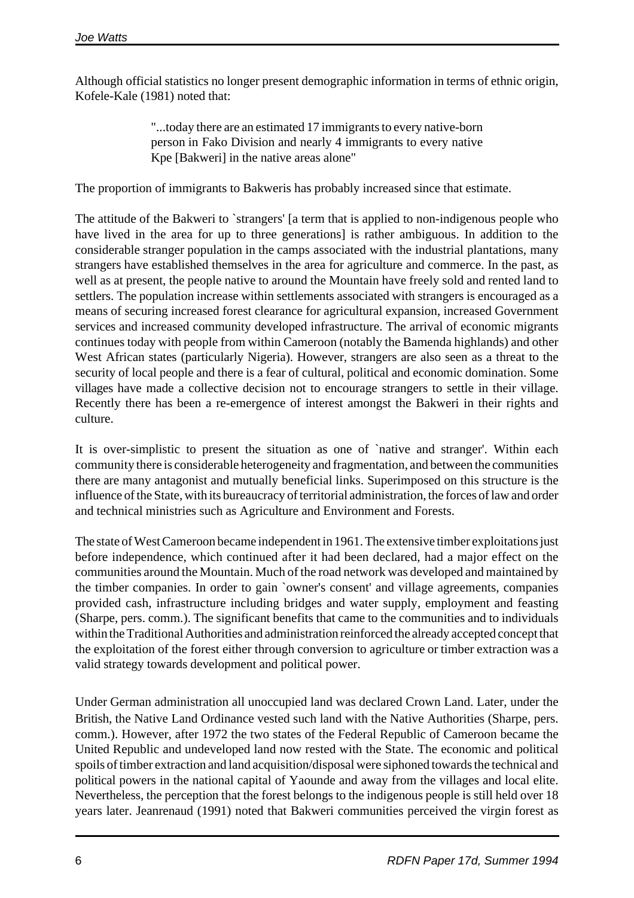Although official statistics no longer present demographic information in terms of ethnic origin, Kofele-Kale (1981) noted that:

> "...today there are an estimated 17 immigrants to every native-born person in Fako Division and nearly 4 immigrants to every native Kpe [Bakweri] in the native areas alone"

The proportion of immigrants to Bakweris has probably increased since that estimate.

The attitude of the Bakweri to `strangers' [a term that is applied to non-indigenous people who have lived in the area for up to three generations] is rather ambiguous. In addition to the considerable stranger population in the camps associated with the industrial plantations, many strangers have established themselves in the area for agriculture and commerce. In the past, as well as at present, the people native to around the Mountain have freely sold and rented land to settlers. The population increase within settlements associated with strangers is encouraged as a means of securing increased forest clearance for agricultural expansion, increased Government services and increased community developed infrastructure. The arrival of economic migrants continues today with people from within Cameroon (notably the Bamenda highlands) and other West African states (particularly Nigeria). However, strangers are also seen as a threat to the security of local people and there is a fear of cultural, political and economic domination. Some villages have made a collective decision not to encourage strangers to settle in their village. Recently there has been a re-emergence of interest amongst the Bakweri in their rights and culture.

It is over-simplistic to present the situation as one of `native and stranger'. Within each community there is considerable heterogeneity and fragmentation, and between the communities there are many antagonist and mutually beneficial links. Superimposed on this structure is the influence of the State, with its bureaucracy of territorial administration, the forces of law and order and technical ministries such as Agriculture and Environment and Forests.

The state of West Cameroon became independent in 1961. The extensive timber exploitations just before independence, which continued after it had been declared, had a major effect on the communities around the Mountain. Much of the road network was developed and maintained by the timber companies. In order to gain `owner's consent' and village agreements, companies provided cash, infrastructure including bridges and water supply, employment and feasting (Sharpe, pers. comm.). The significant benefits that came to the communities and to individuals within the Traditional Authorities and administration reinforced the already accepted concept that the exploitation of the forest either through conversion to agriculture or timber extraction was a valid strategy towards development and political power.

Under German administration all unoccupied land was declared Crown Land. Later, under the British, the Native Land Ordinance vested such land with the Native Authorities (Sharpe, pers. comm.). However, after 1972 the two states of the Federal Republic of Cameroon became the United Republic and undeveloped land now rested with the State. The economic and political spoils of timber extraction and land acquisition/disposal were siphoned towards the technical and political powers in the national capital of Yaounde and away from the villages and local elite. Nevertheless, the perception that the forest belongs to the indigenous people is still held over 18 years later. Jeanrenaud (1991) noted that Bakweri communities perceived the virgin forest as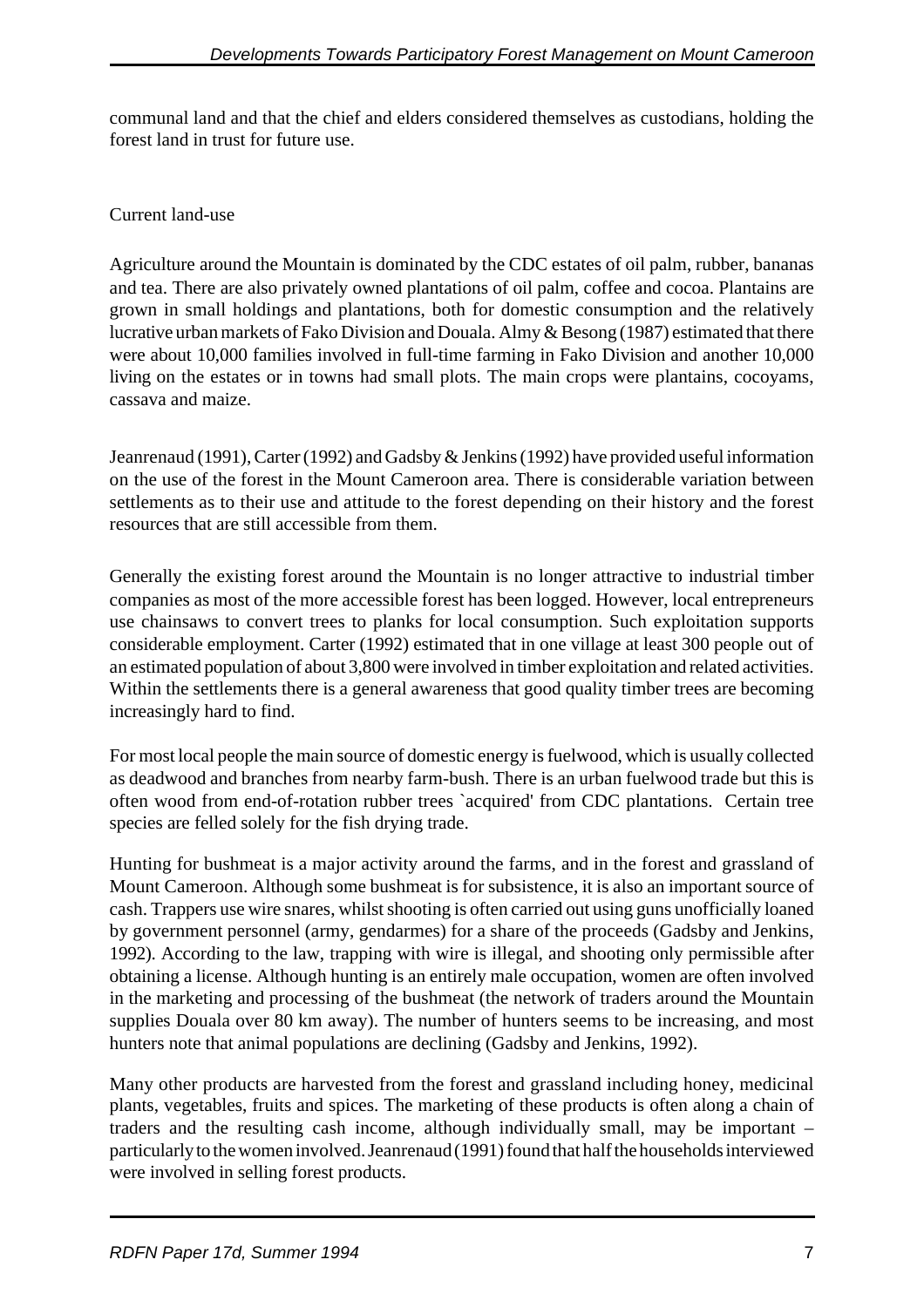communal land and that the chief and elders considered themselves as custodians, holding the forest land in trust for future use.

## Current land-use

Agriculture around the Mountain is dominated by the CDC estates of oil palm, rubber, bananas and tea. There are also privately owned plantations of oil palm, coffee and cocoa. Plantains are grown in small holdings and plantations, both for domestic consumption and the relatively lucrative urban markets of Fako Division and Douala. Almy & Besong (1987) estimated that there were about 10,000 families involved in full-time farming in Fako Division and another 10,000 living on the estates or in towns had small plots. The main crops were plantains, cocoyams, cassava and maize.

Jeanrenaud (1991), Carter (1992) and Gadsby & Jenkins (1992) have provided useful information on the use of the forest in the Mount Cameroon area. There is considerable variation between settlements as to their use and attitude to the forest depending on their history and the forest resources that are still accessible from them.

Generally the existing forest around the Mountain is no longer attractive to industrial timber companies as most of the more accessible forest has been logged. However, local entrepreneurs use chainsaws to convert trees to planks for local consumption. Such exploitation supports considerable employment. Carter (1992) estimated that in one village at least 300 people out of an estimated population of about 3,800 were involved in timber exploitation and related activities. Within the settlements there is a general awareness that good quality timber trees are becoming increasingly hard to find.

For most local people the main source of domestic energy is fuelwood, which is usually collected as deadwood and branches from nearby farm-bush. There is an urban fuelwood trade but this is often wood from end-of-rotation rubber trees `acquired' from CDC plantations. Certain tree species are felled solely for the fish drying trade.

Hunting for bushmeat is a major activity around the farms, and in the forest and grassland of Mount Cameroon. Although some bushmeat is for subsistence, it is also an important source of cash. Trappers use wire snares, whilst shooting is often carried out using guns unofficially loaned by government personnel (army, gendarmes) for a share of the proceeds (Gadsby and Jenkins, 1992). According to the law, trapping with wire is illegal, and shooting only permissible after obtaining a license. Although hunting is an entirely male occupation, women are often involved in the marketing and processing of the bushmeat (the network of traders around the Mountain supplies Douala over 80 km away). The number of hunters seems to be increasing, and most hunters note that animal populations are declining (Gadsby and Jenkins, 1992).

Many other products are harvested from the forest and grassland including honey, medicinal plants, vegetables, fruits and spices. The marketing of these products is often along a chain of traders and the resulting cash income, although individually small, may be important – particularly to the women involved. Jeanrenaud (1991) found that half the households interviewed were involved in selling forest products.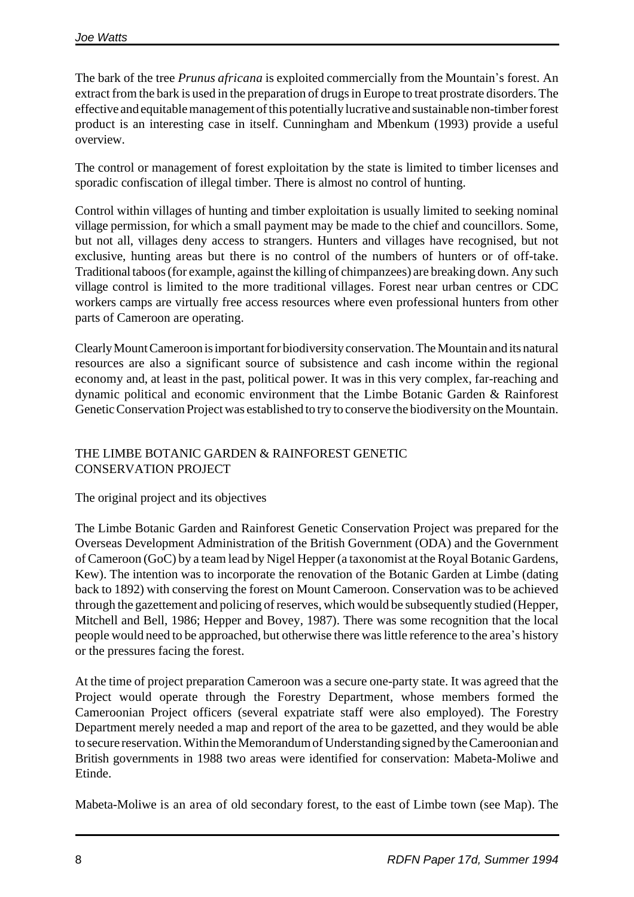The bark of the tree *Prunus africana* is exploited commercially from the Mountain's forest. An extract from the bark is used in the preparation of drugs in Europe to treat prostrate disorders. The effective and equitable management of this potentially lucrative and sustainable non-timber forest product is an interesting case in itself. Cunningham and Mbenkum (1993) provide a useful overview.

The control or management of forest exploitation by the state is limited to timber licenses and sporadic confiscation of illegal timber. There is almost no control of hunting.

Control within villages of hunting and timber exploitation is usually limited to seeking nominal village permission, for which a small payment may be made to the chief and councillors. Some, but not all, villages deny access to strangers. Hunters and villages have recognised, but not exclusive, hunting areas but there is no control of the numbers of hunters or of off-take. Traditional taboos (for example, against the killing of chimpanzees) are breaking down. Any such village control is limited to the more traditional villages. Forest near urban centres or CDC workers camps are virtually free access resources where even professional hunters from other parts of Cameroon are operating.

Clearly Mount Cameroon is important for biodiversity conservation. The Mountain and its natural resources are also a significant source of subsistence and cash income within the regional economy and, at least in the past, political power. It was in this very complex, far-reaching and dynamic political and economic environment that the Limbe Botanic Garden & Rainforest Genetic Conservation Project was established to try to conserve the biodiversity on the Mountain.

## THE LIMBE BOTANIC GARDEN & RAINFOREST GENETIC CONSERVATION PROJECT

### The original project and its objectives

The Limbe Botanic Garden and Rainforest Genetic Conservation Project was prepared for the Overseas Development Administration of the British Government (ODA) and the Government of Cameroon (GoC) by a team lead by Nigel Hepper (a taxonomist at the Royal Botanic Gardens, Kew). The intention was to incorporate the renovation of the Botanic Garden at Limbe (dating back to 1892) with conserving the forest on Mount Cameroon. Conservation was to be achieved through the gazettement and policing of reserves, which would be subsequently studied (Hepper, Mitchell and Bell, 1986; Hepper and Bovey, 1987). There was some recognition that the local people would need to be approached, but otherwise there was little reference to the area's history or the pressures facing the forest.

At the time of project preparation Cameroon was a secure one-party state. It was agreed that the Project would operate through the Forestry Department, whose members formed the Cameroonian Project officers (several expatriate staff were also employed). The Forestry Department merely needed a map and report of the area to be gazetted, and they would be able to secure reservation. Within the Memorandum of Understanding signed by the Cameroonian and British governments in 1988 two areas were identified for conservation: Mabeta-Moliwe and Etinde.

Mabeta-Moliwe is an area of old secondary forest, to the east of Limbe town (see Map). The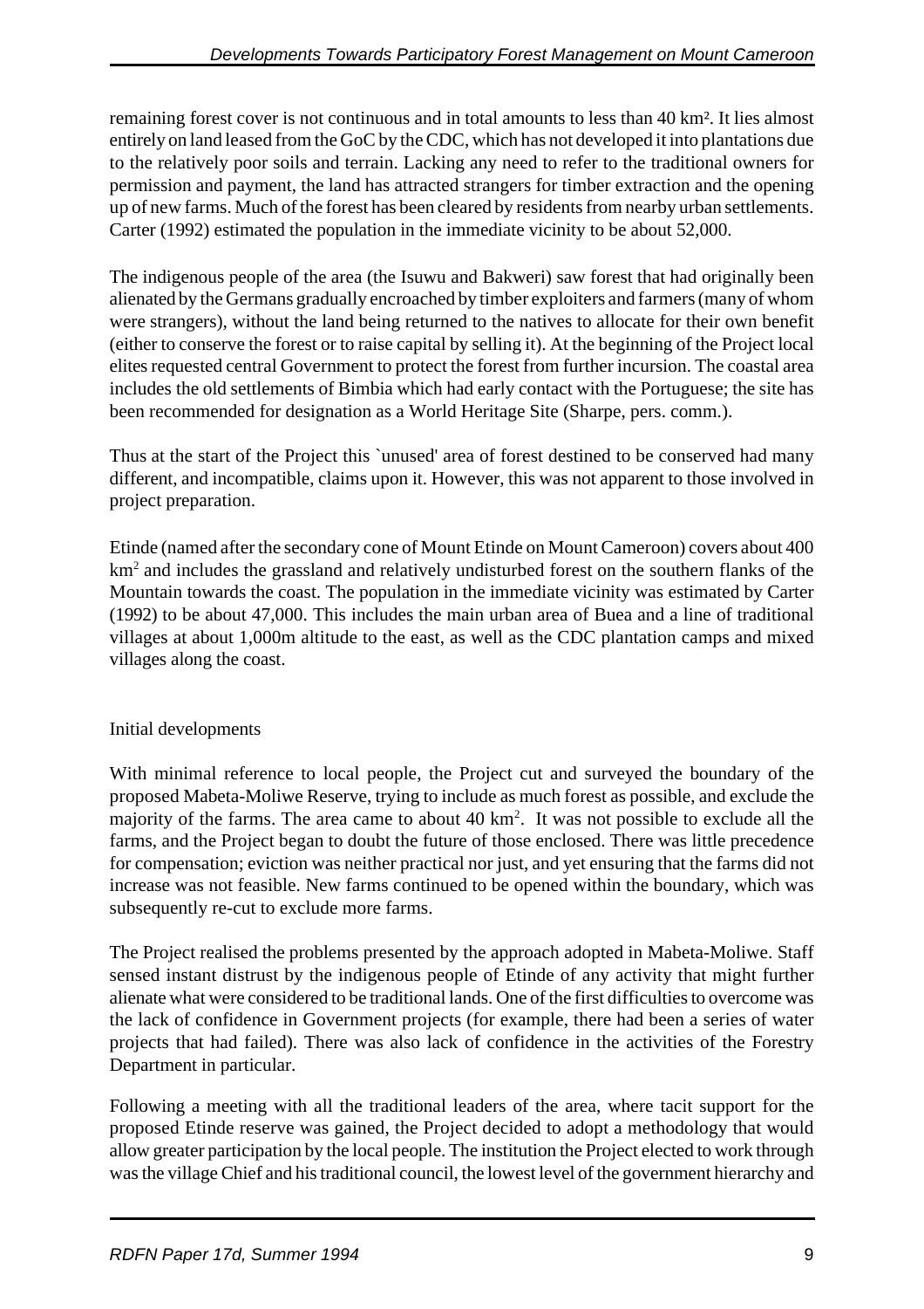remaining forest cover is not continuous and in total amounts to less than 40 km². It lies almost entirely on land leased from the GoC by the CDC, which has not developed it into plantations due to the relatively poor soils and terrain. Lacking any need to refer to the traditional owners for permission and payment, the land has attracted strangers for timber extraction and the opening up of new farms. Much of the forest has been cleared by residents from nearby urban settlements. Carter (1992) estimated the population in the immediate vicinity to be about 52,000.

The indigenous people of the area (the Isuwu and Bakweri) saw forest that had originally been alienated by the Germans gradually encroached by timber exploiters and farmers (many of whom were strangers), without the land being returned to the natives to allocate for their own benefit (either to conserve the forest or to raise capital by selling it). At the beginning of the Project local elites requested central Government to protect the forest from further incursion. The coastal area includes the old settlements of Bimbia which had early contact with the Portuguese; the site has been recommended for designation as a World Heritage Site (Sharpe, pers. comm.).

Thus at the start of the Project this `unused' area of forest destined to be conserved had many different, and incompatible, claims upon it. However, this was not apparent to those involved in project preparation.

Etinde (named after the secondary cone of Mount Etinde on Mount Cameroon) covers about 400 km² and includes the grassland and relatively undisturbed forest on the southern flanks of the Mountain towards the coast. The population in the immediate vicinity was estimated by Carter (1992) to be about 47,000. This includes the main urban area of Buea and a line of traditional villages at about 1,000m altitude to the east, as well as the CDC plantation camps and mixed villages along the coast.

## Initial developments

With minimal reference to local people, the Project cut and surveyed the boundary of the proposed Mabeta-Moliwe Reserve, trying to include as much forest as possible, and exclude the majority of the farms. The area came to about 40 km². It was not possible to exclude all the farms, and the Project began to doubt the future of those enclosed. There was little precedence for compensation; eviction was neither practical nor just, and yet ensuring that the farms did not increase was not feasible. New farms continued to be opened within the boundary, which was subsequently re-cut to exclude more farms.

The Project realised the problems presented by the approach adopted in Mabeta-Moliwe. Staff sensed instant distrust by the indigenous people of Etinde of any activity that might further alienate what were considered to be traditional lands. One of the first difficulties to overcome was the lack of confidence in Government projects (for example, there had been a series of water projects that had failed). There was also lack of confidence in the activities of the Forestry Department in particular.

Following a meeting with all the traditional leaders of the area, where tacit support for the proposed Etinde reserve was gained, the Project decided to adopt a methodology that would allow greater participation by the local people. The institution the Project elected to work through was the village Chief and his traditional council, the lowest level of the government hierarchy and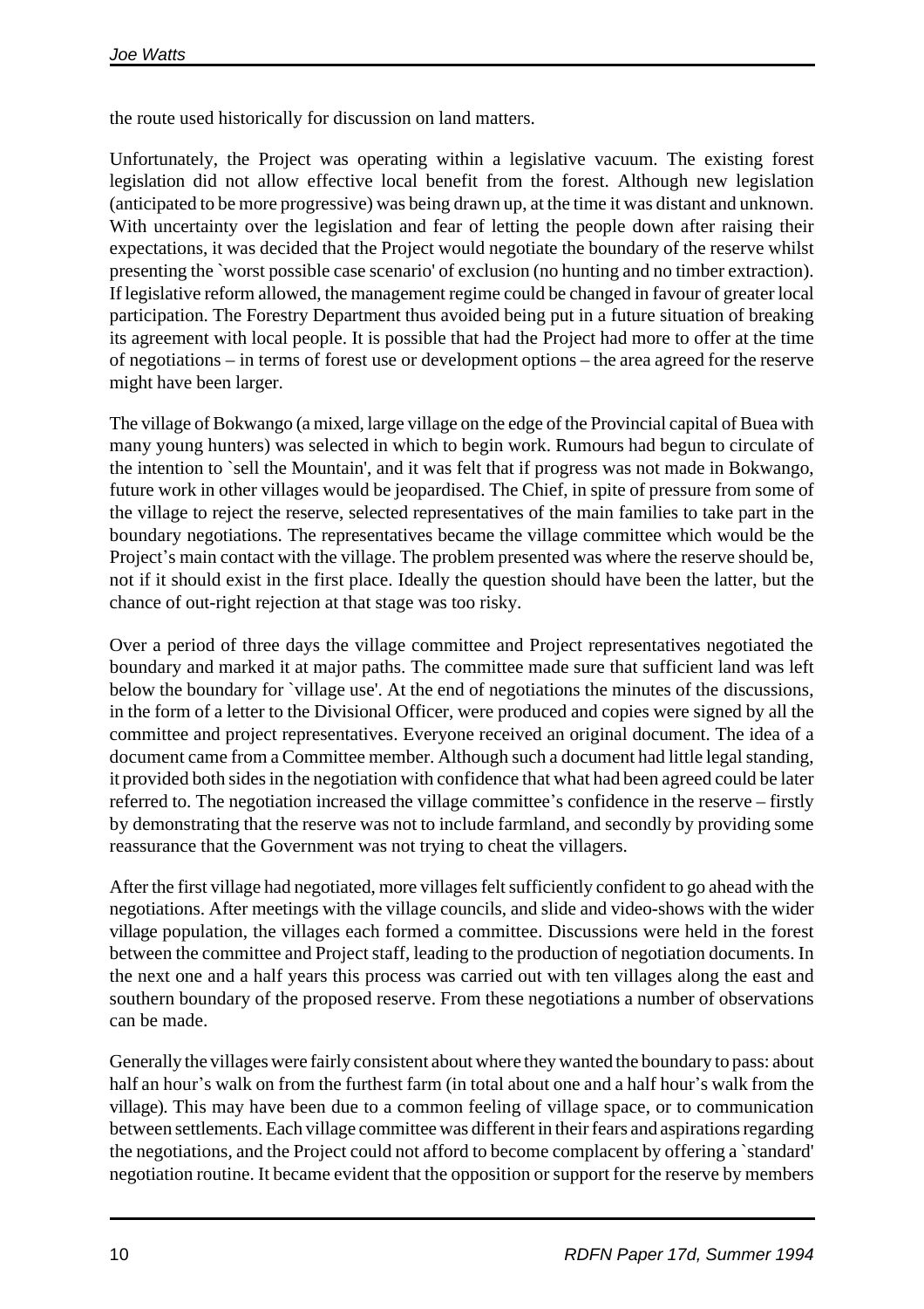the route used historically for discussion on land matters.

Unfortunately, the Project was operating within a legislative vacuum. The existing forest legislation did not allow effective local benefit from the forest. Although new legislation (anticipated to be more progressive) was being drawn up, at the time it was distant and unknown. With uncertainty over the legislation and fear of letting the people down after raising their expectations, it was decided that the Project would negotiate the boundary of the reserve whilst presenting the `worst possible case scenario' of exclusion (no hunting and no timber extraction). If legislative reform allowed, the management regime could be changed in favour of greater local participation. The Forestry Department thus avoided being put in a future situation of breaking its agreement with local people. It is possible that had the Project had more to offer at the time of negotiations – in terms of forest use or development options – the area agreed for the reserve might have been larger.

The village of Bokwango (a mixed, large village on the edge of the Provincial capital of Buea with many young hunters) was selected in which to begin work. Rumours had begun to circulate of the intention to `sell the Mountain', and it was felt that if progress was not made in Bokwango, future work in other villages would be jeopardised. The Chief, in spite of pressure from some of the village to reject the reserve, selected representatives of the main families to take part in the boundary negotiations. The representatives became the village committee which would be the Project's main contact with the village. The problem presented was where the reserve should be, not if it should exist in the first place. Ideally the question should have been the latter, but the chance of out-right rejection at that stage was too risky.

Over a period of three days the village committee and Project representatives negotiated the boundary and marked it at major paths. The committee made sure that sufficient land was left below the boundary for `village use'. At the end of negotiations the minutes of the discussions, in the form of a letter to the Divisional Officer, were produced and copies were signed by all the committee and project representatives. Everyone received an original document. The idea of a document came from a Committee member. Although such a document had little legal standing, it provided both sides in the negotiation with confidence that what had been agreed could be later referred to. The negotiation increased the village committee's confidence in the reserve – firstly by demonstrating that the reserve was not to include farmland, and secondly by providing some reassurance that the Government was not trying to cheat the villagers.

After the first village had negotiated, more villages felt sufficiently confident to go ahead with the negotiations. After meetings with the village councils, and slide and video-shows with the wider village population, the villages each formed a committee. Discussions were held in the forest between the committee and Project staff, leading to the production of negotiation documents. In the next one and a half years this process was carried out with ten villages along the east and southern boundary of the proposed reserve. From these negotiations a number of observations can be made.

Generally the villages were fairly consistent about where they wanted the boundary to pass: about half an hour's walk on from the furthest farm (in total about one and a half hour's walk from the village). This may have been due to a common feeling of village space, or to communication between settlements. Each village committee was different in their fears and aspirations regarding the negotiations, and the Project could not afford to become complacent by offering a `standard' negotiation routine. It became evident that the opposition or support for the reserve by members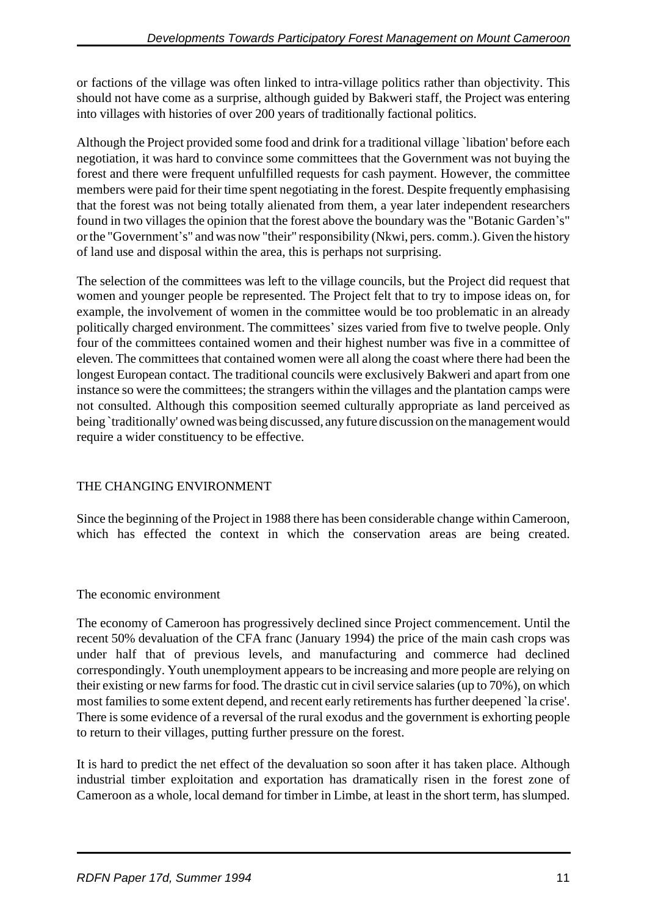or factions of the village was often linked to intra-village politics rather than objectivity. This should not have come as a surprise, although guided by Bakweri staff, the Project was entering into villages with histories of over 200 years of traditionally factional politics.

Although the Project provided some food and drink for a traditional village `libation' before each negotiation, it was hard to convince some committees that the Government was not buying the forest and there were frequent unfulfilled requests for cash payment. However, the committee members were paid for their time spent negotiating in the forest. Despite frequently emphasising that the forest was not being totally alienated from them, a year later independent researchers found in two villages the opinion that the forest above the boundary was the "Botanic Garden's" or the "Government's" and was now "their" responsibility (Nkwi, pers. comm.). Given the history of land use and disposal within the area, this is perhaps not surprising.

The selection of the committees was left to the village councils, but the Project did request that women and younger people be represented. The Project felt that to try to impose ideas on, for example, the involvement of women in the committee would be too problematic in an already politically charged environment. The committees' sizes varied from five to twelve people. Only four of the committees contained women and their highest number was five in a committee of eleven. The committees that contained women were all along the coast where there had been the longest European contact. The traditional councils were exclusively Bakweri and apart from one instance so were the committees; the strangers within the villages and the plantation camps were not consulted. Although this composition seemed culturally appropriate as land perceived as being `traditionally' owned was being discussed, any future discussion on the management would require a wider constituency to be effective.

## THE CHANGING ENVIRONMENT

Since the beginning of the Project in 1988 there has been considerable change within Cameroon, which has effected the context in which the conservation areas are being created.

### The economic environment

The economy of Cameroon has progressively declined since Project commencement. Until the recent 50% devaluation of the CFA franc (January 1994) the price of the main cash crops was under half that of previous levels, and manufacturing and commerce had declined correspondingly. Youth unemployment appears to be increasing and more people are relying on their existing or new farms for food. The drastic cut in civil service salaries (up to 70%), on which most families to some extent depend, and recent early retirements has further deepened `la crise'. There is some evidence of a reversal of the rural exodus and the government is exhorting people to return to their villages, putting further pressure on the forest.

It is hard to predict the net effect of the devaluation so soon after it has taken place. Although industrial timber exploitation and exportation has dramatically risen in the forest zone of Cameroon as a whole, local demand for timber in Limbe, at least in the short term, has slumped.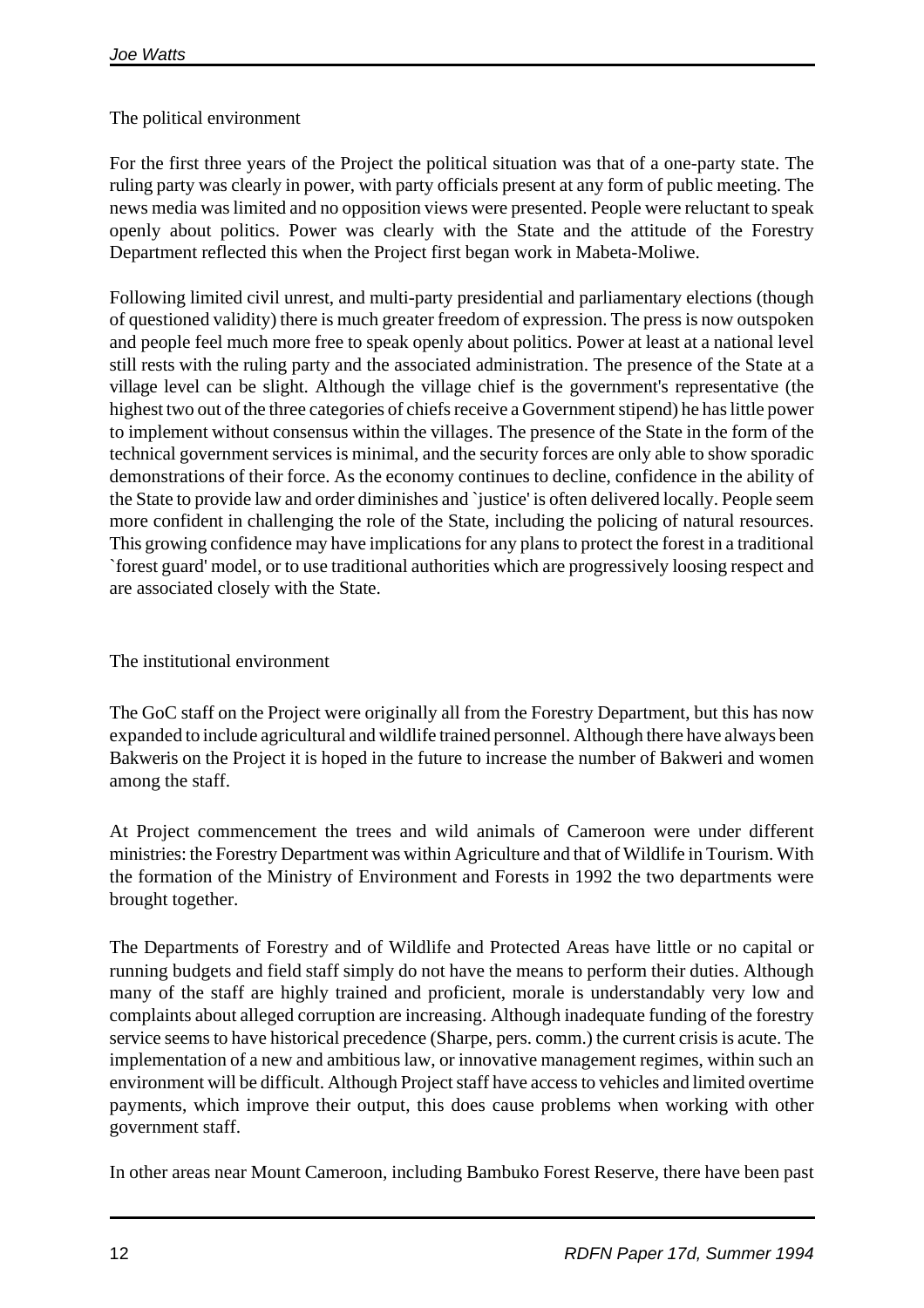## The political environment

For the first three years of the Project the political situation was that of a one-party state. The ruling party was clearly in power, with party officials present at any form of public meeting. The news media was limited and no opposition views were presented. People were reluctant to speak openly about politics. Power was clearly with the State and the attitude of the Forestry Department reflected this when the Project first began work in Mabeta-Moliwe.

Following limited civil unrest, and multi-party presidential and parliamentary elections (though of questioned validity) there is much greater freedom of expression. The press is now outspoken and people feel much more free to speak openly about politics. Power at least at a national level still rests with the ruling party and the associated administration. The presence of the State at a village level can be slight. Although the village chief is the government's representative (the highest two out of the three categories of chiefs receive a Government stipend) he has little power to implement without consensus within the villages. The presence of the State in the form of the technical government services is minimal, and the security forces are only able to show sporadic demonstrations of their force. As the economy continues to decline, confidence in the ability of the State to provide law and order diminishes and `justice' is often delivered locally. People seem more confident in challenging the role of the State, including the policing of natural resources. This growing confidence may have implications for any plans to protect the forest in a traditional `forest guard' model, or to use traditional authorities which are progressively loosing respect and are associated closely with the State.

## The institutional environment

The GoC staff on the Project were originally all from the Forestry Department, but this has now expanded to include agricultural and wildlife trained personnel. Although there have always been Bakweris on the Project it is hoped in the future to increase the number of Bakweri and women among the staff.

At Project commencement the trees and wild animals of Cameroon were under different ministries: the Forestry Department was within Agriculture and that of Wildlife in Tourism. With the formation of the Ministry of Environment and Forests in 1992 the two departments were brought together.

The Departments of Forestry and of Wildlife and Protected Areas have little or no capital or running budgets and field staff simply do not have the means to perform their duties. Although many of the staff are highly trained and proficient, morale is understandably very low and complaints about alleged corruption are increasing. Although inadequate funding of the forestry service seems to have historical precedence (Sharpe, pers. comm.) the current crisis is acute. The implementation of a new and ambitious law, or innovative management regimes, within such an environment will be difficult. Although Project staff have access to vehicles and limited overtime payments, which improve their output, this does cause problems when working with other government staff.

In other areas near Mount Cameroon, including Bambuko Forest Reserve, there have been past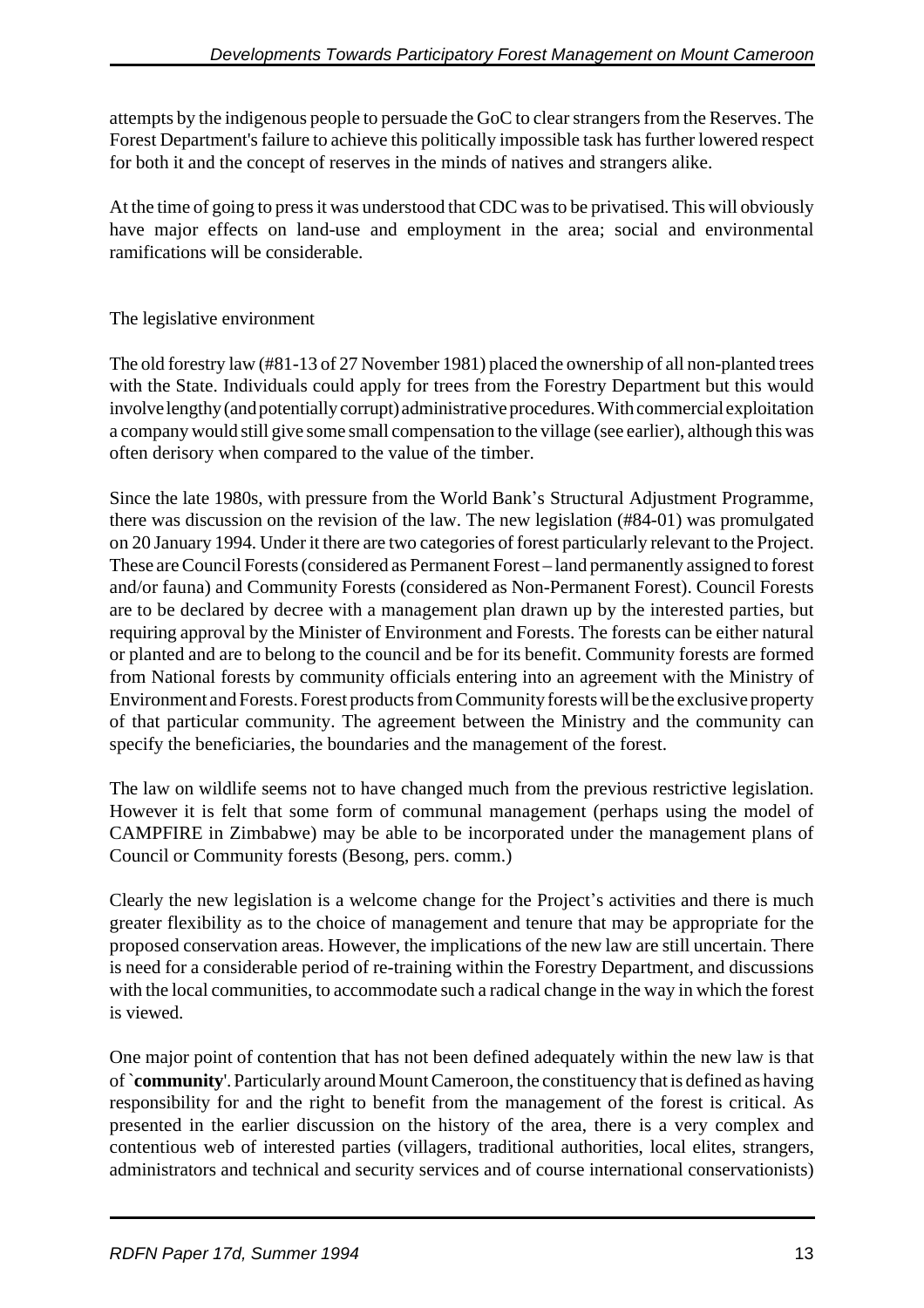attempts by the indigenous people to persuade the GoC to clear strangers from the Reserves. The Forest Department's failure to achieve this politically impossible task has further lowered respect for both it and the concept of reserves in the minds of natives and strangers alike.

At the time of going to press it was understood that CDC was to be privatised. This will obviously have major effects on land-use and employment in the area; social and environmental ramifications will be considerable.

## The legislative environment

The old forestry law (#81-13 of 27 November 1981) placed the ownership of all non-planted trees with the State. Individuals could apply for trees from the Forestry Department but this would involve lengthy (and potentially corrupt) administrative procedures. With commercial exploitation a company would still give some small compensation to the village (see earlier), although this was often derisory when compared to the value of the timber.

Since the late 1980s, with pressure from the World Bank's Structural Adjustment Programme, there was discussion on the revision of the law. The new legislation (#84-01) was promulgated on 20 January 1994. Under it there are two categories of forest particularly relevant to the Project. These are Council Forests (considered as Permanent Forest – land permanently assigned to forest and/or fauna) and Community Forests (considered as Non-Permanent Forest). Council Forests are to be declared by decree with a management plan drawn up by the interested parties, but requiring approval by the Minister of Environment and Forests. The forests can be either natural or planted and are to belong to the council and be for its benefit. Community forests are formed from National forests by community officials entering into an agreement with the Ministry of Environment and Forests. Forest products from Community forests will be the exclusive property of that particular community. The agreement between the Ministry and the community can specify the beneficiaries, the boundaries and the management of the forest.

The law on wildlife seems not to have changed much from the previous restrictive legislation. However it is felt that some form of communal management (perhaps using the model of CAMPFIRE in Zimbabwe) may be able to be incorporated under the management plans of Council or Community forests (Besong, pers. comm.)

Clearly the new legislation is a welcome change for the Project's activities and there is much greater flexibility as to the choice of management and tenure that may be appropriate for the proposed conservation areas. However, the implications of the new law are still uncertain. There is need for a considerable period of re-training within the Forestry Department, and discussions with the local communities, to accommodate such a radical change in the way in which the forest is viewed.

One major point of contention that has not been defined adequately within the new law is that of `**community**'. Particularly around Mount Cameroon, the constituency that is defined as having responsibility for and the right to benefit from the management of the forest is critical. As presented in the earlier discussion on the history of the area, there is a very complex and contentious web of interested parties (villagers, traditional authorities, local elites, strangers, administrators and technical and security services and of course international conservationists)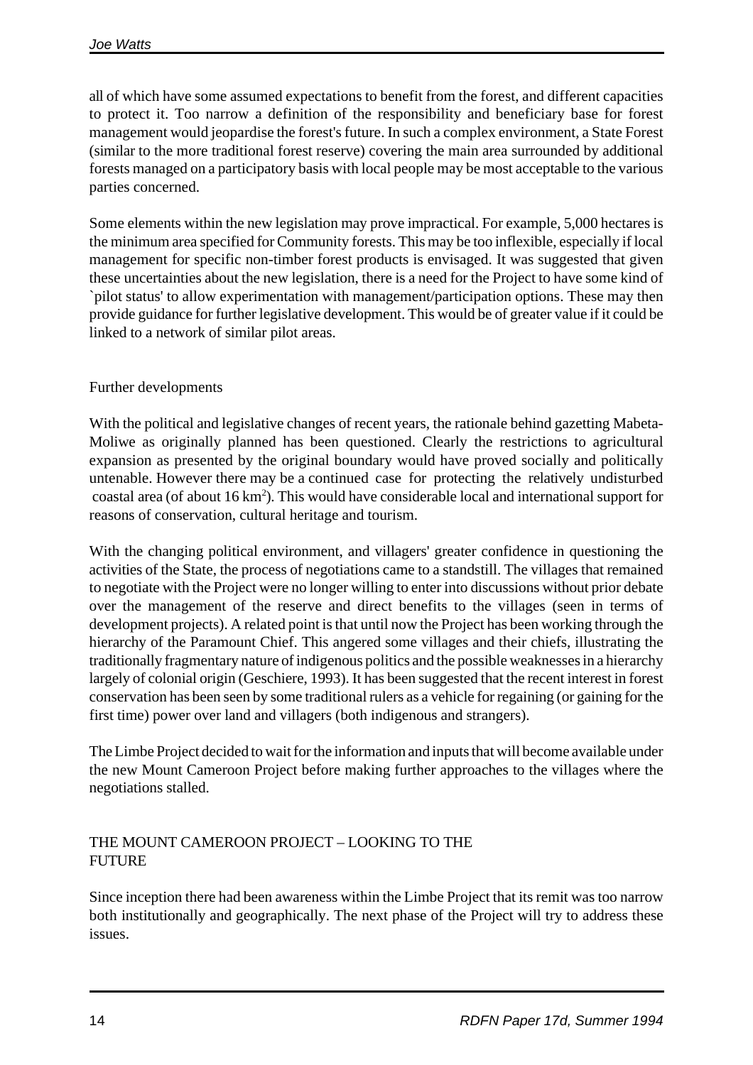all of which have some assumed expectations to benefit from the forest, and different capacities to protect it. Too narrow a definition of the responsibility and beneficiary base for forest management would jeopardise the forest's future. In such a complex environment, a State Forest (similar to the more traditional forest reserve) covering the main area surrounded by additional forests managed on a participatory basis with local people may be most acceptable to the various parties concerned.

Some elements within the new legislation may prove impractical. For example, 5,000 hectares is the minimum area specified for Community forests. This may be too inflexible, especially if local management for specific non-timber forest products is envisaged. It was suggested that given these uncertainties about the new legislation, there is a need for the Project to have some kind of `pilot status' to allow experimentation with management/participation options. These may then provide guidance for further legislative development. This would be of greater value if it could be linked to a network of similar pilot areas.

### Further developments

With the political and legislative changes of recent years, the rationale behind gazetting Mabeta-Moliwe as originally planned has been questioned. Clearly the restrictions to agricultural expansion as presented by the original boundary would have proved socially and politically untenable. However there may be a continued case for protecting the relatively undisturbed coastal area (of about 16 $km^2$). This would have considerable local and international support for reasons of conservation, cultural heritage and tourism.

With the changing political environment, and villagers' greater confidence in questioning the activities of the State, the process of negotiations came to a standstill. The villages that remained to negotiate with the Project were no longer willing to enter into discussions without prior debate over the management of the reserve and direct benefits to the villages (seen in terms of development projects). A related point is that until now the Project has been working through the hierarchy of the Paramount Chief. This angered some villages and their chiefs, illustrating the traditionally fragmentary nature of indigenous politics and the possible weaknesses in a hierarchy largely of colonial origin (Geschiere, 1993). It has been suggested that the recent interest in forest conservation has been seen by some traditional rulers as a vehicle for regaining (or gaining for the first time) power over land and villagers (both indigenous and strangers).

The Limbe Project decided to wait for the information and inputs that will become available under the new Mount Cameroon Project before making further approaches to the villages where the negotiations stalled.

## THE MOUNT CAMEROON PROJECT – LOOKING TO THE FUTURE

Since inception there had been awareness within the Limbe Project that its remit was too narrow both institutionally and geographically. The next phase of the Project will try to address these issues.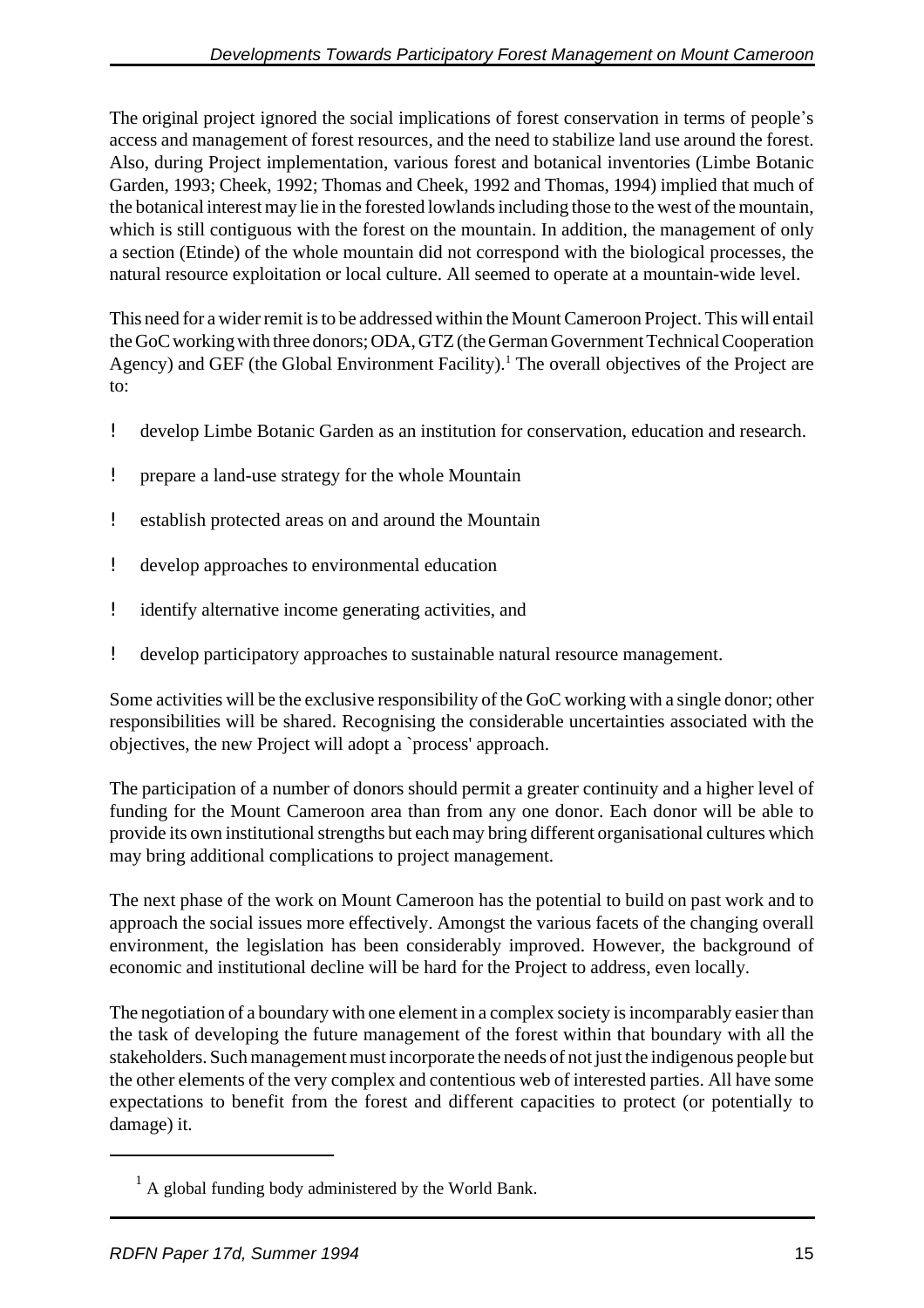The original project ignored the social implications of forest conservation in terms of people's access and management of forest resources, and the need to stabilize land use around the forest. Also, during Project implementation, various forest and botanical inventories (Limbe Botanic Garden, 1993; Cheek, 1992; Thomas and Cheek, 1992 and Thomas, 1994) implied that much of the botanical interest may lie in the forested lowlands including those to the west of the mountain, which is still contiguous with the forest on the mountain. In addition, the management of only a section (Etinde) of the whole mountain did not correspond with the biological processes, the natural resource exploitation or local culture. All seemed to operate at a mountain-wide level.

This need for a wider remit is to be addressed within the Mount Cameroon Project. This will entail the GoC working with three donors; ODA, GTZ (the German Government Technical Cooperation Agency) and GEF (the Global Environment Facility).[1] The overall objectives of the Project are to:

- develop Limbe Botanic Garden as an institution for conservation, education and research.
- prepare a land-use strategy for the whole Mountain
- establish protected areas on and around the Mountain
- develop approaches to environmental education
- identify alternative income generating activities, and
- develop participatory approaches to sustainable natural resource management.

Some activities will be the exclusive responsibility of the GoC working with a single donor; other responsibilities will be shared. Recognising the considerable uncertainties associated with the objectives, the new Project will adopt a `process' approach.

The participation of a number of donors should permit a greater continuity and a higher level of funding for the Mount Cameroon area than from any one donor. Each donor will be able to provide its own institutional strengths but each may bring different organisational cultures which may bring additional complications to project management.

The next phase of the work on Mount Cameroon has the potential to build on past work and to approach the social issues more effectively. Amongst the various facets of the changing overall environment, the legislation has been considerably improved. However, the background of economic and institutional decline will be hard for the Project to address, even locally.

The negotiation of a boundary with one element in a complex society is incomparably easier than the task of developing the future management of the forest within that boundary with all the stakeholders. Such management must incorporate the needs of not just the indigenous people but the other elements of the very complex and contentious web of interested parties. All have some expectations to benefit from the forest and different capacities to protect (or potentially to damage) it.

[1] A global funding body administered by the World Bank.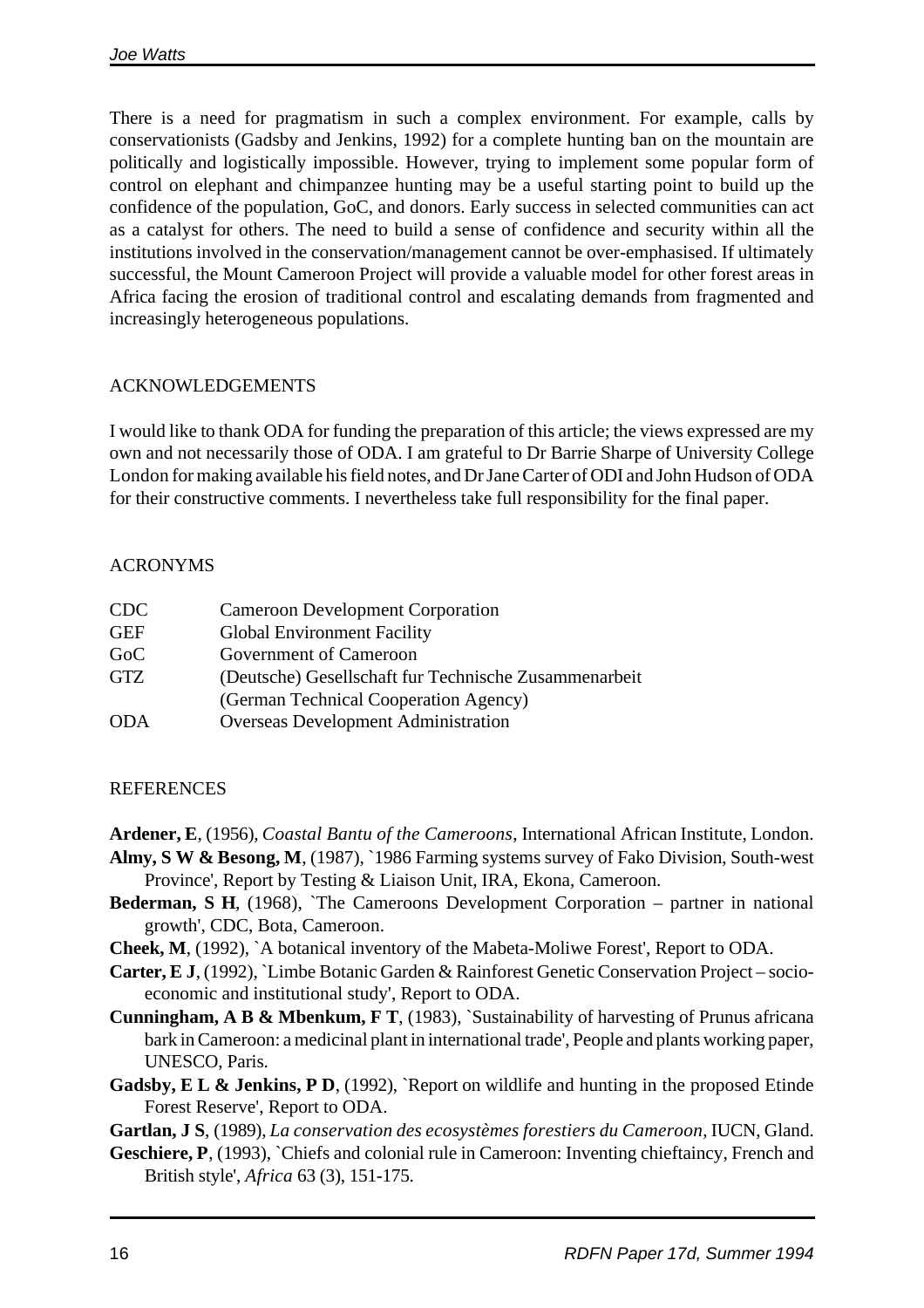There is a need for pragmatism in such a complex environment. For example, calls by conservationists (Gadsby and Jenkins, 1992) for a complete hunting ban on the mountain are politically and logistically impossible. However, trying to implement some popular form of control on elephant and chimpanzee hunting may be a useful starting point to build up the confidence of the population, GoC, and donors. Early success in selected communities can act as a catalyst for others. The need to build a sense of confidence and security within all the institutions involved in the conservation/management cannot be over-emphasised. If ultimately successful, the Mount Cameroon Project will provide a valuable model for other forest areas in Africa facing the erosion of traditional control and escalating demands from fragmented and increasingly heterogeneous populations.

## ACKNOWLEDGEMENTS

I would like to thank ODA for funding the preparation of this article; the views expressed are my own and not necessarily those of ODA. I am grateful to Dr Barrie Sharpe of University College London for making available his field notes, and Dr Jane Carter of ODI and John Hudson of ODA for their constructive comments. I nevertheless take full responsibility for the final paper.

## ACRONYMS

| | |
|---|---|
| CDC | Cameroon Development Corporation |
| GEF | Global Environment Facility |
| GoC | Government of Cameroon |
| GTZ | (Deutsche) Gesellschaft fur Technische Zusammenarbeit (German Technical Cooperation Agency) |
| ODA | Overseas Development Administration |

## REFERENCES

**Ardener, E**, (1956), *Coastal Bantu of the Cameroons*, International African Institute, London.

**Almy, S W & Besong, M**, (1987), `1986 Farming systems survey of Fako Division, South-west Province', Report by Testing & Liaison Unit, IRA, Ekona, Cameroon.

**Bederman, S H**, (1968), `The Cameroons Development Corporation – partner in national growth', CDC, Bota, Cameroon.

**Cheek, M**, (1992), `A botanical inventory of the Mabeta-Moliwe Forest', Report to ODA.

**Carter, E J**, (1992), `Limbe Botanic Garden & Rainforest Genetic Conservation Project – socio-economic and institutional study', Report to ODA.

**Cunningham, A B & Mbenkum, F T**, (1983), `Sustainability of harvesting of Prunus africana bark in Cameroon: a medicinal plant in international trade', People and plants working paper, UNESCO, Paris.

**Gadsby, E L & Jenkins, P D**, (1992), `Report on wildlife and hunting in the proposed Etinde Forest Reserve', Report to ODA.

**Gartlan, J S**, (1989), *La conservation des ecosystèmes forestiers du Cameroon*, IUCN, Gland.

**Geschiere, P**, (1993), `Chiefs and colonial rule in Cameroon: Inventing chieftaincy, French and British style', *Africa* 63 (3), 151-175.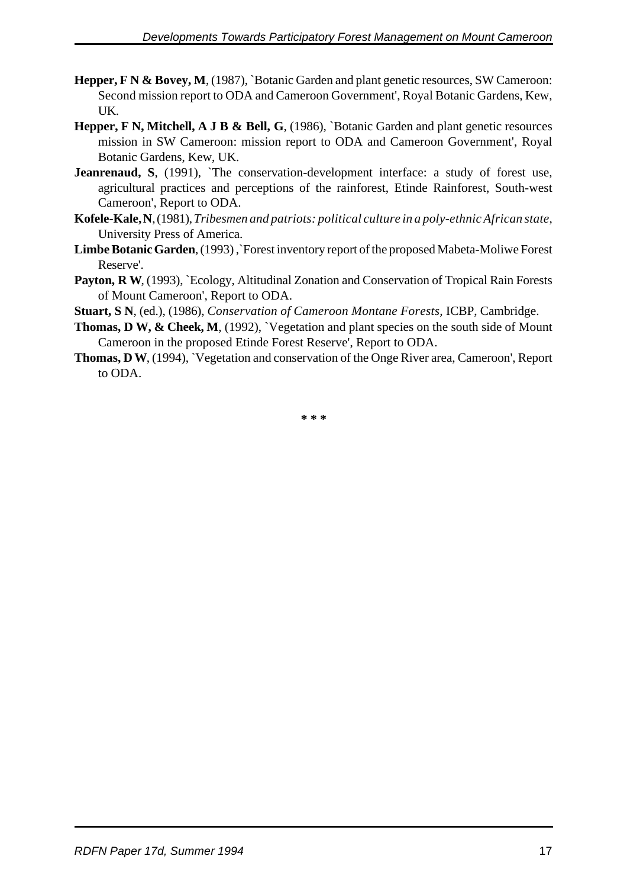**Hepper, F N & Bovey, M**, (1987), `Botanic Garden and plant genetic resources, SW Cameroon: Second mission report to ODA and Cameroon Government', Royal Botanic Gardens, Kew, UK.

**Hepper, F N, Mitchell, A J B & Bell, G**, (1986), `Botanic Garden and plant genetic resources mission in SW Cameroon: mission report to ODA and Cameroon Government', Royal Botanic Gardens, Kew, UK.

**Jeanrenaud, S**, (1991), `The conservation-development interface: a study of forest use, agricultural practices and perceptions of the rainforest, Etinde Rainforest, South-west Cameroon', Report to ODA.

**Kofele-Kale, N**, (1981), *Tribesmen and patriots: political culture in a poly-ethnic African state*, University Press of America.

**Limbe Botanic Garden**, (1993) , `Forest inventory report of the proposed Mabeta-Moliwe Forest Reserve'.

**Payton, R W**, (1993), `Ecology, Altitudinal Zonation and Conservation of Tropical Rain Forests of Mount Cameroon', Report to ODA.

**Stuart, S N**, (ed.), (1986), *Conservation of Cameroon Montane Forests*, ICBP, Cambridge.

**Thomas, D W, & Cheek, M**, (1992), `Vegetation and plant species on the south side of Mount Cameroon in the proposed Etinde Forest Reserve', Report to ODA.

**Thomas, D W**, (1994), `Vegetation and conservation of the Onge River area, Cameroon', Report to ODA.

\* \* \*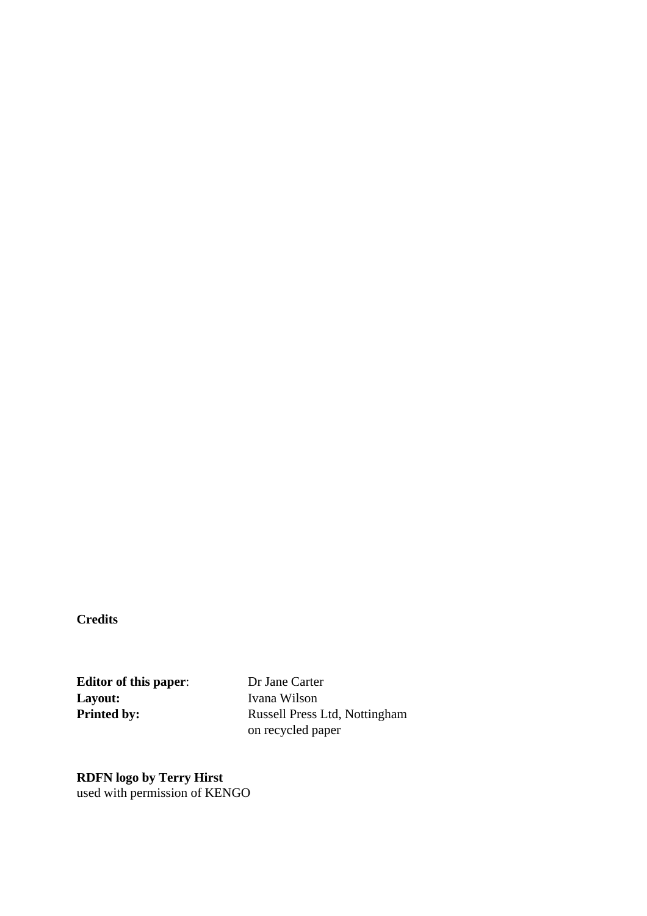**Credits**

| | |
|---|---|
| **Editor of this paper**: | Dr Jane Carter |
| **Layout:** | Ivana Wilson |
| **Printed by:** | Russell Press Ltd, Nottingham on recycled paper |

**RDFN logo by Terry Hirst**
used with permission of KENGO